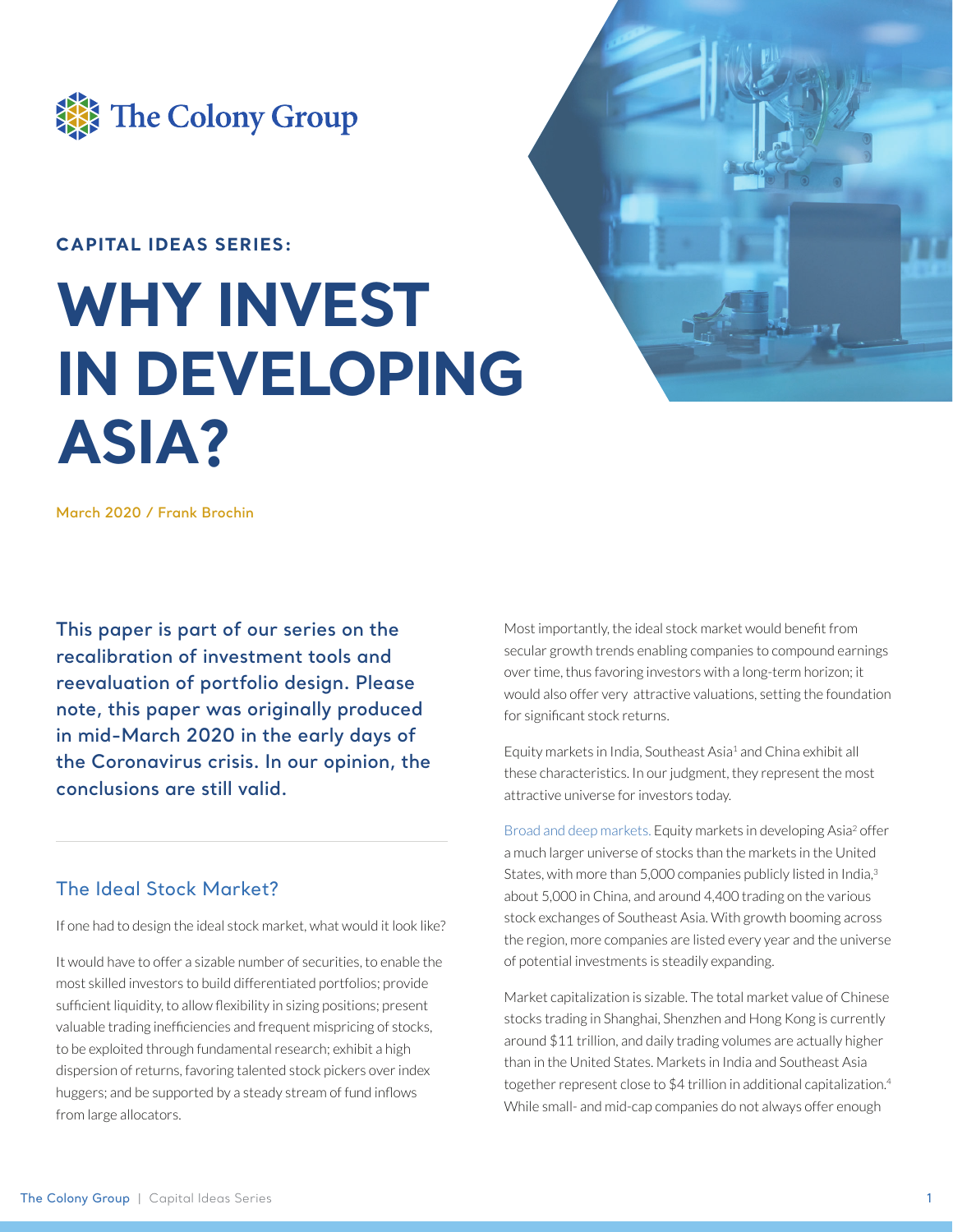The Colony Group

**CAPITAL IDEAS SERIES:**

# WHY INVEST IN DEVELOPING ASIA?

March 2020 / Frank Brochin

**This paper is part of our series on the recalibration of investment tools and reevaluation of portfolio design. Please note, this paper was originally produced in mid-March 2020 in the early days of the Coronavirus crisis. In our opinion, the conclusions are still valid.**

## The Ideal Stock Market?

If one had to design the ideal stock market, what would it look like?

It would have to offer a sizable number of securities, to enable the most skilled investors to build differentiated portfolios; provide sufficient liquidity, to allow flexibility in sizing positions; present valuable trading inefficiencies and frequent mispricing of stocks, to be exploited through fundamental research; exhibit a high dispersion of returns, favoring talented stock pickers over index huggers; and be supported by a steady stream of fund inflows from large allocators.

Most importantly, the ideal stock market would benefit from secular growth trends enabling companies to compound earnings over time, thus favoring investors with a long-term horizon; it would also offer very attractive valuations, setting the foundation for significant stock returns.

Equity markets in India, Southeast Asia[1] and China exhibit all these characteristics. In our judgment, they represent the most attractive universe for investors today.

Broad and deep markets. Equity markets in developing Asia[2] offer a much larger universe of stocks than the markets in the United States, with more than 5,000 companies publicly listed in India,[3] about 5,000 in China, and around 4,400 trading on the various stock exchanges of Southeast Asia. With growth booming across the region, more companies are listed every year and the universe of potential investments is steadily expanding.

Market capitalization is sizable. The total market value of Chinese stocks trading in Shanghai, Shenzhen and Hong Kong is currently around $11 trillion, and daily trading volumes are actually higher than in the United States. Markets in India and Southeast Asia together represent close to $4 trillion in additional capitalization.[4] While small- and mid-cap companies do not always offer enough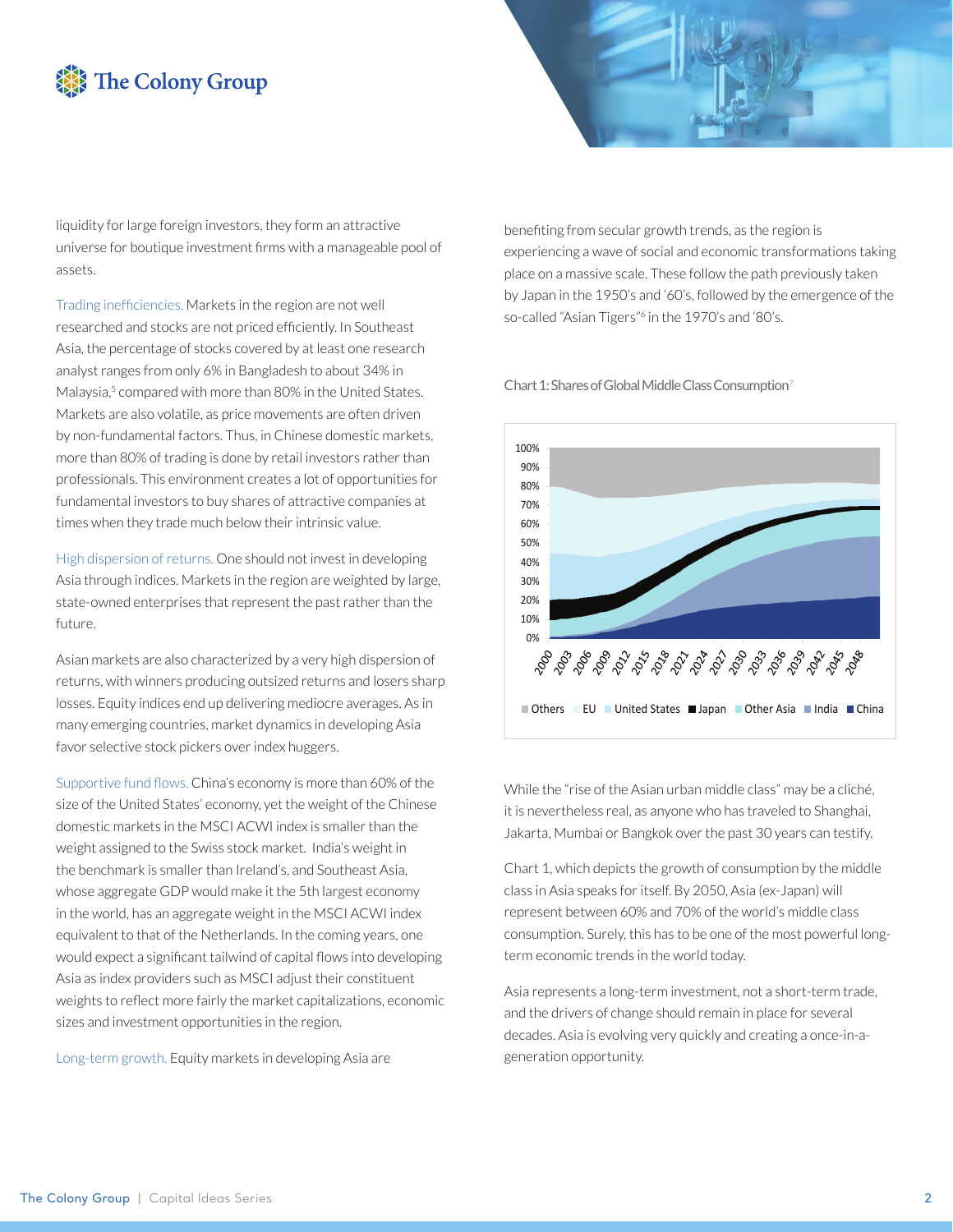liquidity for large foreign investors, they form an attractive universe for boutique investment firms with a manageable pool of assets.

Trading inefficiencies. Markets in the region are not well researched and stocks are not priced efficiently. In Southeast Asia, the percentage of stocks covered by at least one research analyst ranges from only 6% in Bangladesh to about 34% in Malaysia,[5] compared with more than 80% in the United States. Markets are also volatile, as price movements are often driven by non-fundamental factors. Thus, in Chinese domestic markets, more than 80% of trading is done by retail investors rather than professionals. This environment creates a lot of opportunities for fundamental investors to buy shares of attractive companies at times when they trade much below their intrinsic value.

High dispersion of returns. One should not invest in developing Asia through indices. Markets in the region are weighted by large, state-owned enterprises that represent the past rather than the future.

Asian markets are also characterized by a very high dispersion of returns, with winners producing outsized returns and losers sharp losses. Equity indices end up delivering mediocre averages. As in many emerging countries, market dynamics in developing Asia favor selective stock pickers over index huggers.

Supportive fund flows. China's economy is more than 60% of the size of the United States' economy, yet the weight of the Chinese domestic markets in the MSCI ACWI index is smaller than the weight assigned to the Swiss stock market. India's weight in the benchmark is smaller than Ireland's, and Southeast Asia, whose aggregate GDP would make it the 5th largest economy in the world, has an aggregate weight in the MSCI ACWI index equivalent to that of the Netherlands. In the coming years, one would expect a significant tailwind of capital flows into developing Asia as index providers such as MSCI adjust their constituent weights to reflect more fairly the market capitalizations, economic sizes and investment opportunities in the region.

Long-term growth. Equity markets in developing Asia are benefiting from secular growth trends, as the region is experiencing a wave of social and economic transformations taking place on a massive scale. These follow the path previously taken by Japan in the 1950's and '60's, followed by the emergence of the so-called "Asian Tigers"[6] in the 1970's and '80's.

Chart 1: Shares of Global Middle Class Consumption[7]

While the "rise of the Asian urban middle class" may be a cliché, it is nevertheless real, as anyone who has traveled to Shanghai, Jakarta, Mumbai or Bangkok over the past 30 years can testify.

Chart 1, which depicts the growth of consumption by the middle class in Asia speaks for itself. By 2050, Asia (ex-Japan) will represent between 60% and 70% of the world's middle class consumption. Surely, this has to be one of the most powerful long-term economic trends in the world today.

Asia represents a long-term investment, not a short-term trade, and the drivers of change should remain in place for several decades. Asia is evolving very quickly and creating a once-in-a-generation opportunity.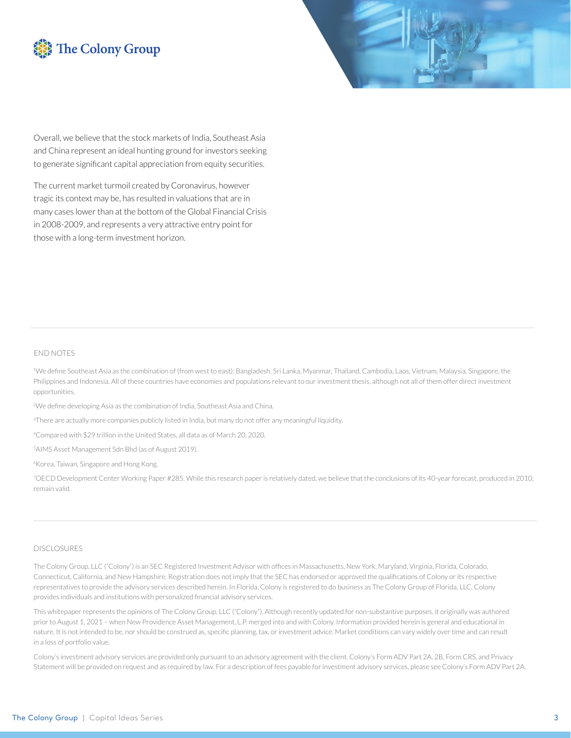Overall, we believe that the stock markets of India, Southeast Asia and China represent an ideal hunting ground for investors seeking to generate significant capital appreciation from equity securities.

The current market turmoil created by Coronavirus, however tragic its context may be, has resulted in valuations that are in many cases lower than at the bottom of the Global Financial Crisis in 2008-2009, and represents a very attractive entry point for those with a long-term investment horizon.

---

END NOTES

[1]We define Southeast Asia as the combination of (from west to east): Bangladesh, Sri Lanka, Myanmar, Thailand, Cambodia, Laos, Vietnam, Malaysia, Singapore, the Philippines and Indonesia. All of these countries have economies and populations relevant to our investment thesis, although not all of them offer direct investment opportunities.

[2]We define developing Asia as the combination of India, Southeast Asia and China.

[3]There are actually more companies publicly listed in India, but many do not offer any meaningful liquidity.

[4]Compared with $29 trillion in the United States, all data as of March 20, 2020.

[5]AIMS Asset Management Sdn Bhd (as of August 2019).

[6]Korea, Taiwan, Singapore and Hong Kong.

[7]OECD Development Center Working Paper #285. While this research paper is relatively dated, we believe that the conclusions of its 40-year forecast, produced in 2010, remain valid.

---

DISCLOSURES

The Colony Group, LLC ("Colony") is an SEC Registered Investment Advisor with offices in Massachusetts, New York, Maryland, Virginia, Florida, Colorado, Connecticut, California, and New Hampshire. Registration does not imply that the SEC has endorsed or approved the qualifications of Colony or its respective representatives to provide the advisory services described herein. In Florida, Colony is registered to do business as The Colony Group of Florida, LLC. Colony provides individuals and institutions with personalized financial advisory services.

This whitepaper represents the opinions of The Colony Group, LLC ("Colony"). Although recently updated for non-substantive purposes, it originally was authored prior to August 1, 2021 – when New Providence Asset Management, L.P. merged into and with Colony. Information provided herein is general and educational in nature. It is not intended to be, nor should be construed as, specific planning, tax, or investment advice. Market conditions can vary widely over time and can result in a loss of portfolio value.

Colony's investment advisory services are provided only pursuant to an advisory agreement with the client. Colony's Form ADV Part 2A, 2B, Form CRS, and Privacy Statement will be provided on request and as required by law. For a description of fees payable for investment advisory services, please see Colony's Form ADV Part 2A.